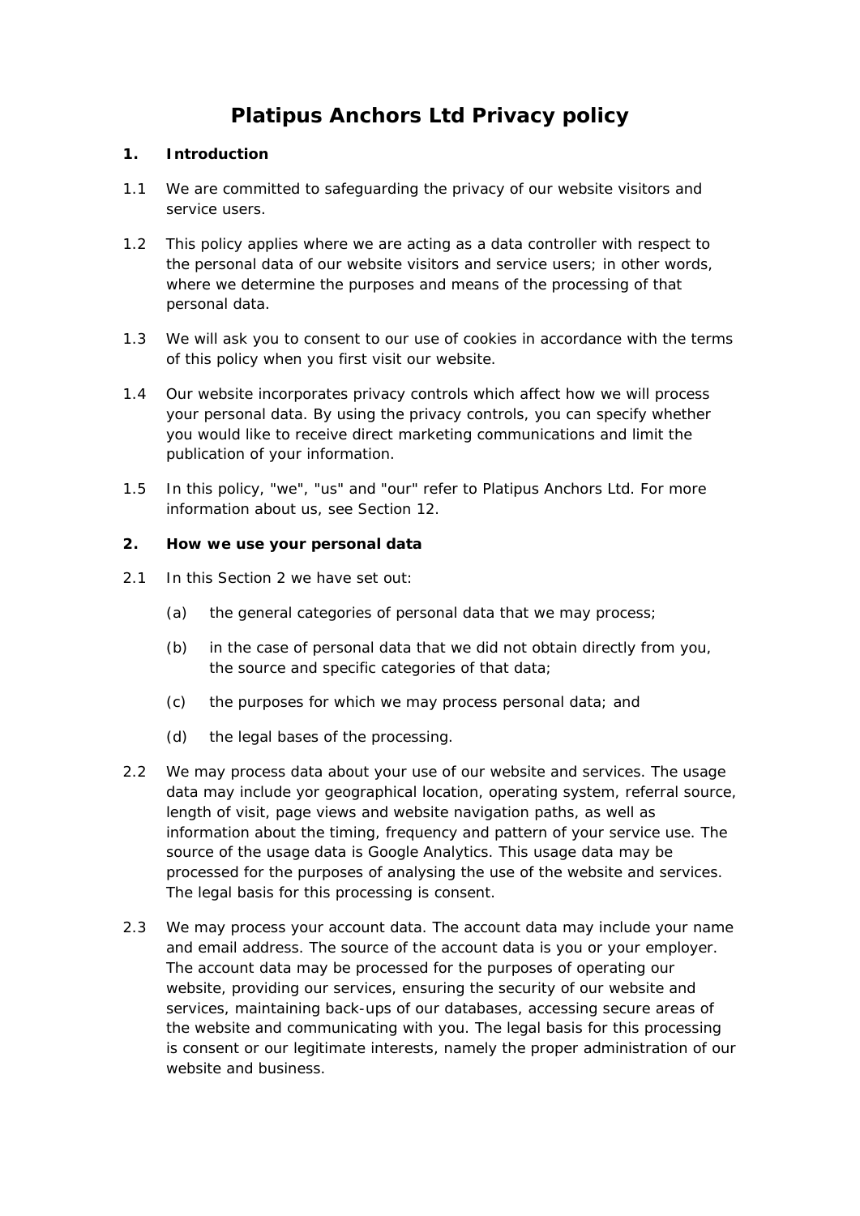# Platipus Anchors Ltd Privacy policy

## 1. Introduction

1.1 We are committed to safeguarding the privacy of our website visitors and service users.

1.2 This policy applies where we are acting as a data controller with respect to the personal data of our website visitors and service users; in other words, where we determine the purposes and means of the processing of that personal data.

1.3 We will ask you to consent to our use of cookies in accordance with the terms of this policy when you first visit our website.

1.4 Our website incorporates privacy controls which affect how we will process your personal data. By using the privacy controls, you can specify whether you would like to receive direct marketing communications and limit the publication of your information.

1.5 In this policy, "we", "us" and "our" refer to Platipus Anchors Ltd. For more information about us, see Section 12.

## 2. How we use your personal data

2.1 In this Section 2 we have set out:

- (a) the general categories of personal data that we may process;
- (b) in the case of personal data that we did not obtain directly from you, the source and specific categories of that data;
- (c) the purposes for which we may process personal data; and
- (d) the legal bases of the processing.

2.2 We may process data about your use of our website and services. The usage data may include yor geographical location, operating system, referral source, length of visit, page views and website navigation paths, as well as information about the timing, frequency and pattern of your service use. The source of the usage data is Google Analytics. This usage data may be processed for the purposes of analysing the use of the website and services. The legal basis for this processing is consent.

2.3 We may process your account data. The account data may include your name and email address. The source of the account data is you or your employer. The account data may be processed for the purposes of operating our website, providing our services, ensuring the security of our website and services, maintaining back-ups of our databases, accessing secure areas of the website and communicating with you. The legal basis for this processing is consent or our legitimate interests, namely the proper administration of our website and business.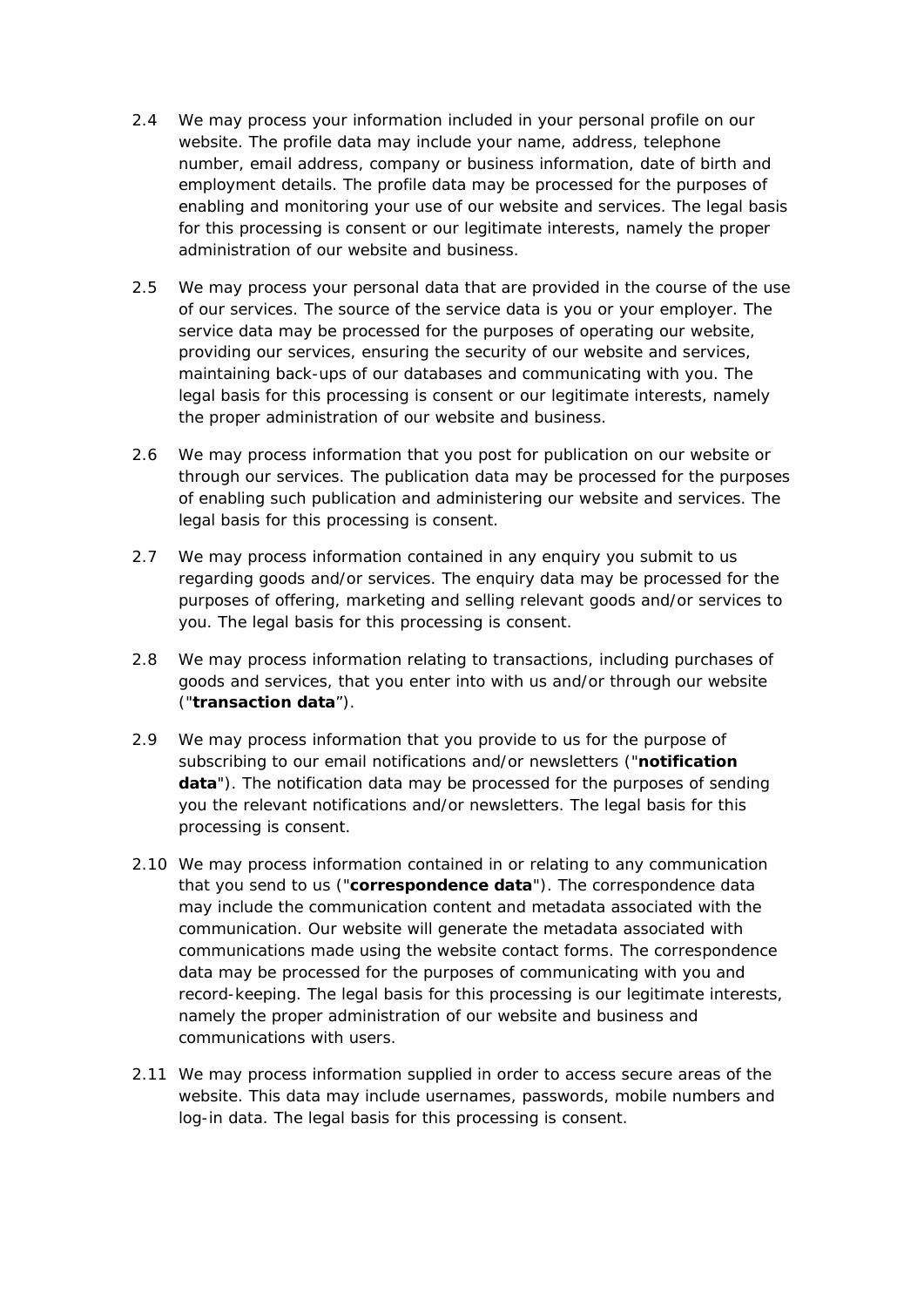2.4 We may process your information included in your personal profile on our website. The profile data may include your name, address, telephone number, email address, company or business information, date of birth and employment details. The profile data may be processed for the purposes of enabling and monitoring your use of our website and services. The legal basis for this processing is consent or our legitimate interests, namely the proper administration of our website and business.

2.5 We may process your personal data that are provided in the course of the use of our services. The source of the service data is you or your employer. The service data may be processed for the purposes of operating our website, providing our services, ensuring the security of our website and services, maintaining back-ups of our databases and communicating with you. The legal basis for this processing is consent or our legitimate interests, namely the proper administration of our website and business.

2.6 We may process information that you post for publication on our website or through our services. The publication data may be processed for the purposes of enabling such publication and administering our website and services. The legal basis for this processing is consent.

2.7 We may process information contained in any enquiry you submit to us regarding goods and/or services. The enquiry data may be processed for the purposes of offering, marketing and selling relevant goods and/or services to you. The legal basis for this processing is consent.

2.8 We may process information relating to transactions, including purchases of goods and services, that you enter into with us and/or through our website ("**transaction data**").

2.9 We may process information that you provide to us for the purpose of subscribing to our email notifications and/or newsletters ("**notification data**"). The notification data may be processed for the purposes of sending you the relevant notifications and/or newsletters. The legal basis for this processing is consent.

2.10 We may process information contained in or relating to any communication that you send to us ("**correspondence data**"). The correspondence data may include the communication content and metadata associated with the communication. Our website will generate the metadata associated with communications made using the website contact forms. The correspondence data may be processed for the purposes of communicating with you and record-keeping. The legal basis for this processing is our legitimate interests, namely the proper administration of our website and business and communications with users.

2.11 We may process information supplied in order to access secure areas of the website. This data may include usernames, passwords, mobile numbers and log-in data. The legal basis for this processing is consent.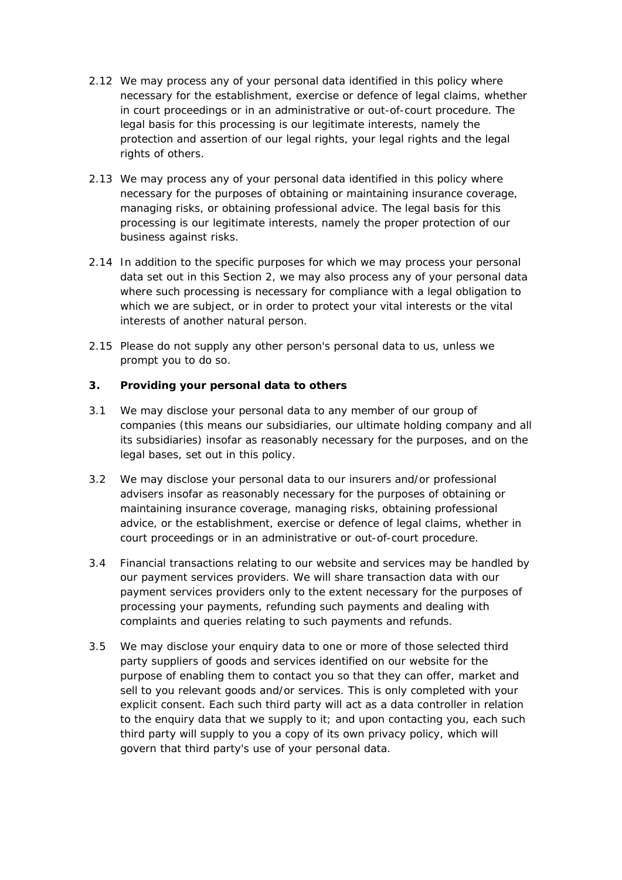2.12 We may process any of your personal data identified in this policy where necessary for the establishment, exercise or defence of legal claims, whether in court proceedings or in an administrative or out-of-court procedure. The legal basis for this processing is our legitimate interests, namely the protection and assertion of our legal rights, your legal rights and the legal rights of others.

2.13 We may process any of your personal data identified in this policy where necessary for the purposes of obtaining or maintaining insurance coverage, managing risks, or obtaining professional advice. The legal basis for this processing is our legitimate interests, namely the proper protection of our business against risks.

2.14 In addition to the specific purposes for which we may process your personal data set out in this Section 2, we may also process any of your personal data where such processing is necessary for compliance with a legal obligation to which we are subject, or in order to protect your vital interests or the vital interests of another natural person.

2.15 Please do not supply any other person's personal data to us, unless we prompt you to do so.

### 3. Providing your personal data to others

3.1 We may disclose your personal data to any member of our group of companies (this means our subsidiaries, our ultimate holding company and all its subsidiaries) insofar as reasonably necessary for the purposes, and on the legal bases, set out in this policy.

3.2 We may disclose your personal data to our insurers and/or professional advisers insofar as reasonably necessary for the purposes of obtaining or maintaining insurance coverage, managing risks, obtaining professional advice, or the establishment, exercise or defence of legal claims, whether in court proceedings or in an administrative or out-of-court procedure.

3.4 Financial transactions relating to our website and services may be handled by our payment services providers. We will share transaction data with our payment services providers only to the extent necessary for the purposes of processing your payments, refunding such payments and dealing with complaints and queries relating to such payments and refunds.

3.5 We may disclose your enquiry data to one or more of those selected third party suppliers of goods and services identified on our website for the purpose of enabling them to contact you so that they can offer, market and sell to you relevant goods and/or services. This is only completed with your explicit consent. Each such third party will act as a data controller in relation to the enquiry data that we supply to it; and upon contacting you, each such third party will supply to you a copy of its own privacy policy, which will govern that third party's use of your personal data.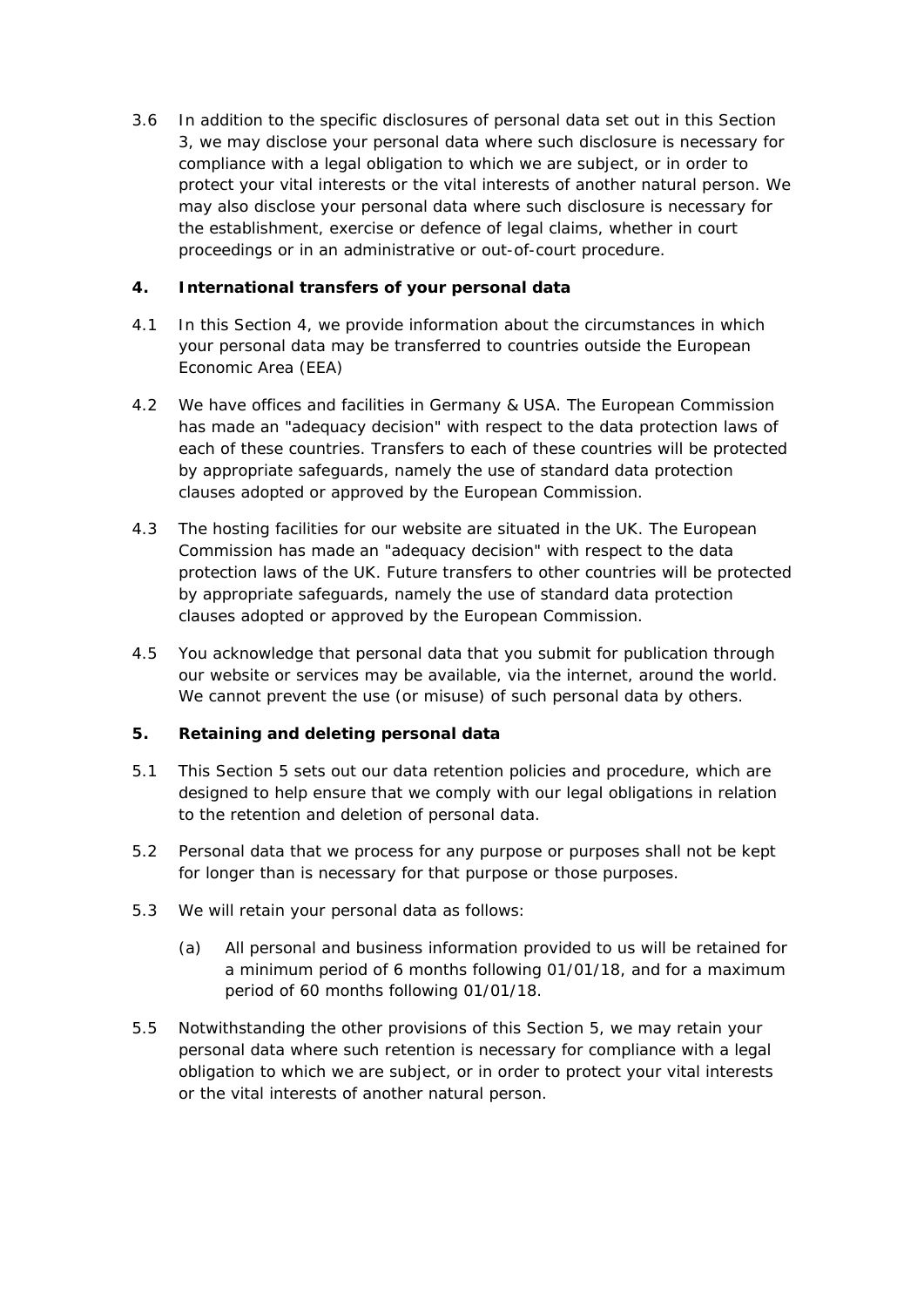3.6 In addition to the specific disclosures of personal data set out in this Section 3, we may disclose your personal data where such disclosure is necessary for compliance with a legal obligation to which we are subject, or in order to protect your vital interests or the vital interests of another natural person. We may also disclose your personal data where such disclosure is necessary for the establishment, exercise or defence of legal claims, whether in court proceedings or in an administrative or out-of-court procedure.

## 4. International transfers of your personal data

4.1 In this Section 4, we provide information about the circumstances in which your personal data may be transferred to countries outside the European Economic Area (EEA)

4.2 We have offices and facilities in Germany & USA. The European Commission has made an "adequacy decision" with respect to the data protection laws of each of these countries. Transfers to each of these countries will be protected by appropriate safeguards, namely the use of standard data protection clauses adopted or approved by the European Commission.

4.3 The hosting facilities for our website are situated in the UK. The European Commission has made an "adequacy decision" with respect to the data protection laws of the UK. Future transfers to other countries will be protected by appropriate safeguards, namely the use of standard data protection clauses adopted or approved by the European Commission.

4.5 You acknowledge that personal data that you submit for publication through our website or services may be available, via the internet, around the world. We cannot prevent the use (or misuse) of such personal data by others.

## 5. Retaining and deleting personal data

5.1 This Section 5 sets out our data retention policies and procedure, which are designed to help ensure that we comply with our legal obligations in relation to the retention and deletion of personal data.

5.2 Personal data that we process for any purpose or purposes shall not be kept for longer than is necessary for that purpose or those purposes.

5.3 We will retain your personal data as follows:

(a) All personal and business information provided to us will be retained for a minimum period of 6 months following 01/01/18, and for a maximum period of 60 months following 01/01/18.

5.5 Notwithstanding the other provisions of this Section 5, we may retain your personal data where such retention is necessary for compliance with a legal obligation to which we are subject, or in order to protect your vital interests or the vital interests of another natural person.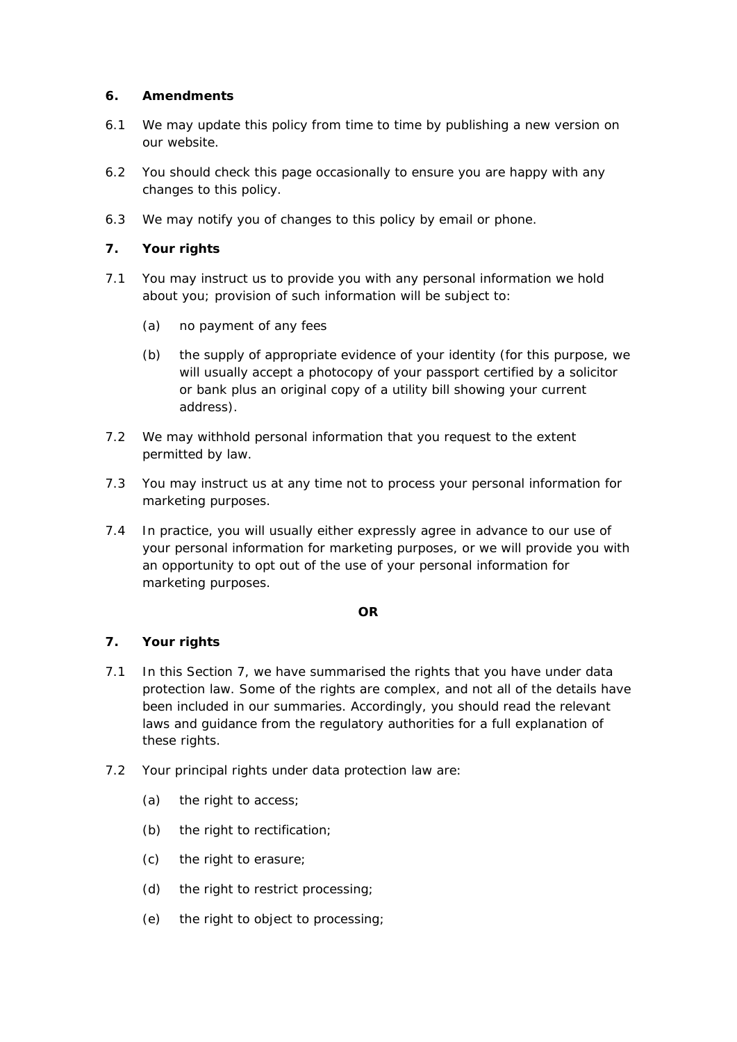## 6. Amendments

6.1 We may update this policy from time to time by publishing a new version on our website.

6.2 You should check this page occasionally to ensure you are happy with any changes to this policy.

6.3 We may notify you of changes to this policy by email or phone.

## 7. Your rights

7.1 You may instruct us to provide you with any personal information we hold about you; provision of such information will be subject to:

(a) no payment of any fees

(b) the supply of appropriate evidence of your identity (for this purpose, we will usually accept a photocopy of your passport certified by a solicitor or bank plus an original copy of a utility bill showing your current address).

7.2 We may withhold personal information that you request to the extent permitted by law.

7.3 You may instruct us at any time not to process your personal information for marketing purposes.

7.4 In practice, you will usually either expressly agree in advance to our use of your personal information for marketing purposes, or we will provide you with an opportunity to opt out of the use of your personal information for marketing purposes.

**OR**

## 7. Your rights

7.1 In this Section 7, we have summarised the rights that you have under data protection law. Some of the rights are complex, and not all of the details have been included in our summaries. Accordingly, you should read the relevant laws and guidance from the regulatory authorities for a full explanation of these rights.

7.2 Your principal rights under data protection law are:

(a) the right to access;

(b) the right to rectification;

(c) the right to erasure;

(d) the right to restrict processing;

(e) the right to object to processing;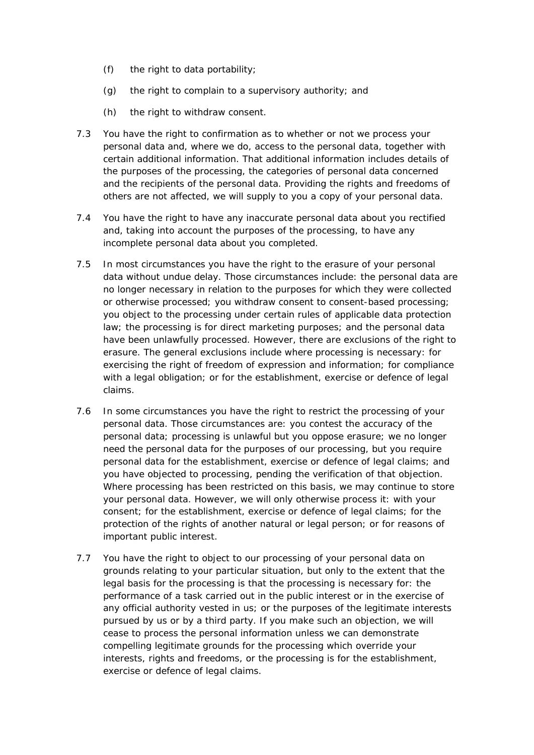(f) the right to data portability;

(g) the right to complain to a supervisory authority; and

(h) the right to withdraw consent.

7.3 You have the right to confirmation as to whether or not we process your personal data and, where we do, access to the personal data, together with certain additional information. That additional information includes details of the purposes of the processing, the categories of personal data concerned and the recipients of the personal data. Providing the rights and freedoms of others are not affected, we will supply to you a copy of your personal data.

7.4 You have the right to have any inaccurate personal data about you rectified and, taking into account the purposes of the processing, to have any incomplete personal data about you completed.

7.5 In most circumstances you have the right to the erasure of your personal data without undue delay. Those circumstances include: the personal data are no longer necessary in relation to the purposes for which they were collected or otherwise processed; you withdraw consent to consent-based processing; you object to the processing under certain rules of applicable data protection law; the processing is for direct marketing purposes; and the personal data have been unlawfully processed. However, there are exclusions of the right to erasure. The general exclusions include where processing is necessary: for exercising the right of freedom of expression and information; for compliance with a legal obligation; or for the establishment, exercise or defence of legal claims.

7.6 In some circumstances you have the right to restrict the processing of your personal data. Those circumstances are: you contest the accuracy of the personal data; processing is unlawful but you oppose erasure; we no longer need the personal data for the purposes of our processing, but you require personal data for the establishment, exercise or defence of legal claims; and you have objected to processing, pending the verification of that objection. Where processing has been restricted on this basis, we may continue to store your personal data. However, we will only otherwise process it: with your consent; for the establishment, exercise or defence of legal claims; for the protection of the rights of another natural or legal person; or for reasons of important public interest.

7.7 You have the right to object to our processing of your personal data on grounds relating to your particular situation, but only to the extent that the legal basis for the processing is that the processing is necessary for: the performance of a task carried out in the public interest or in the exercise of any official authority vested in us; or the purposes of the legitimate interests pursued by us or by a third party. If you make such an objection, we will cease to process the personal information unless we can demonstrate compelling legitimate grounds for the processing which override your interests, rights and freedoms, or the processing is for the establishment, exercise or defence of legal claims.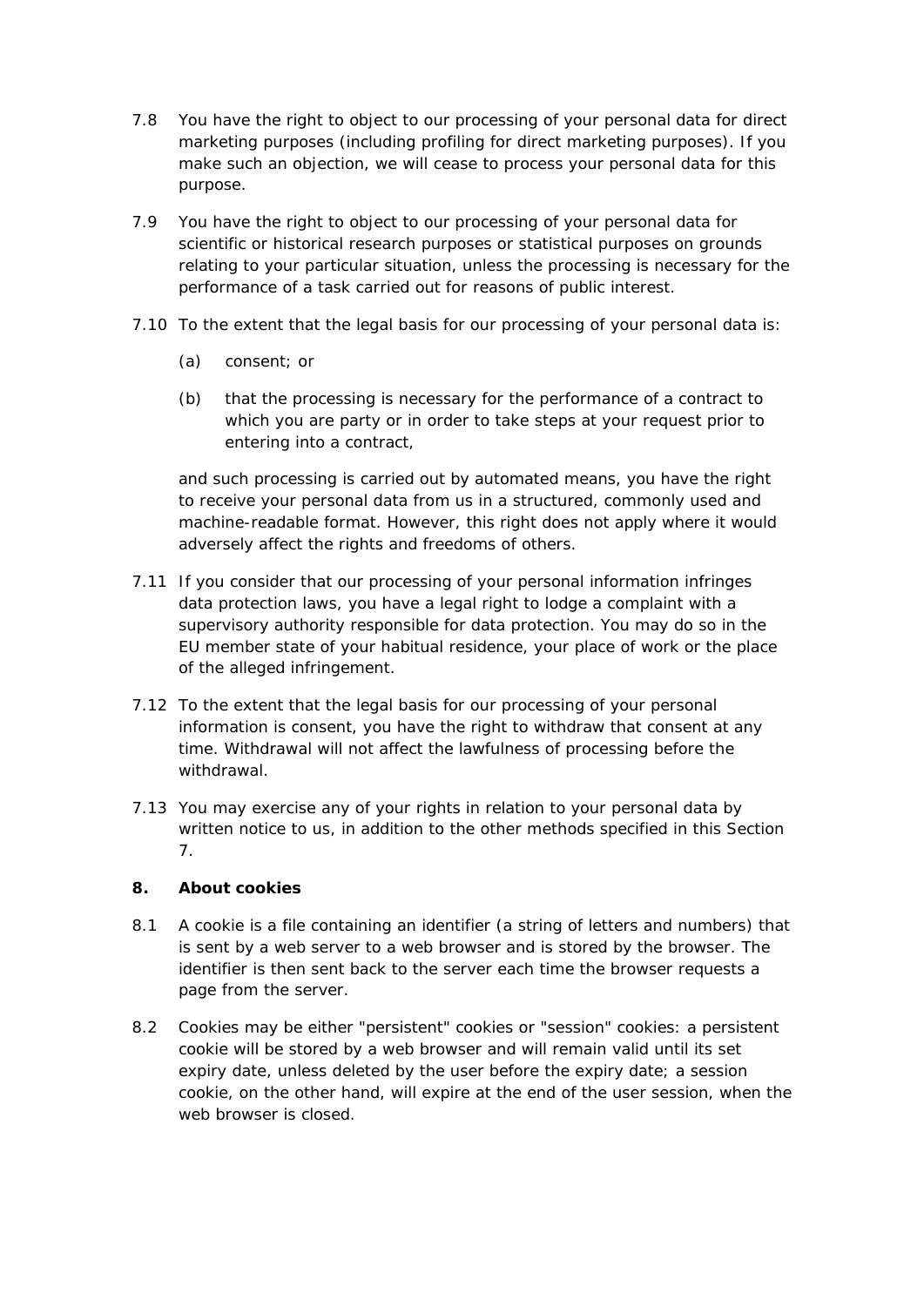7.8 You have the right to object to our processing of your personal data for direct marketing purposes (including profiling for direct marketing purposes). If you make such an objection, we will cease to process your personal data for this purpose.

7.9 You have the right to object to our processing of your personal data for scientific or historical research purposes or statistical purposes on grounds relating to your particular situation, unless the processing is necessary for the performance of a task carried out for reasons of public interest.

7.10 To the extent that the legal basis for our processing of your personal data is:

(a) consent; or

(b) that the processing is necessary for the performance of a contract to which you are party or in order to take steps at your request prior to entering into a contract,

and such processing is carried out by automated means, you have the right to receive your personal data from us in a structured, commonly used and machine-readable format. However, this right does not apply where it would adversely affect the rights and freedoms of others.

7.11 If you consider that our processing of your personal information infringes data protection laws, you have a legal right to lodge a complaint with a supervisory authority responsible for data protection. You may do so in the EU member state of your habitual residence, your place of work or the place of the alleged infringement.

7.12 To the extent that the legal basis for our processing of your personal information is consent, you have the right to withdraw that consent at any time. Withdrawal will not affect the lawfulness of processing before the withdrawal.

7.13 You may exercise any of your rights in relation to your personal data by written notice to us, in addition to the other methods specified in this Section 7.

**8. About cookies**

8.1 A cookie is a file containing an identifier (a string of letters and numbers) that is sent by a web server to a web browser and is stored by the browser. The identifier is then sent back to the server each time the browser requests a page from the server.

8.2 Cookies may be either "persistent" cookies or "session" cookies: a persistent cookie will be stored by a web browser and will remain valid until its set expiry date, unless deleted by the user before the expiry date; a session cookie, on the other hand, will expire at the end of the user session, when the web browser is closed.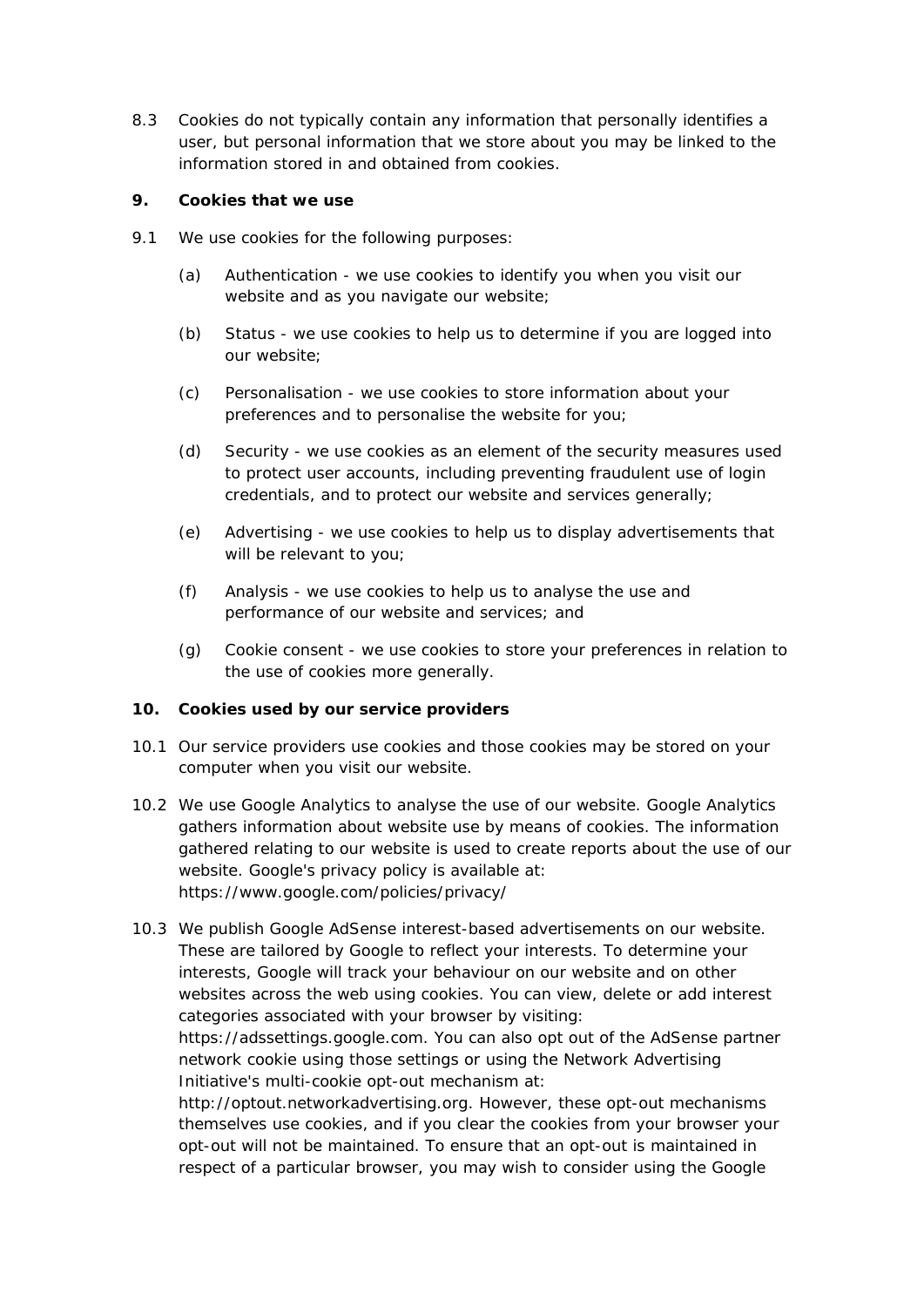8.3 Cookies do not typically contain any information that personally identifies a user, but personal information that we store about you may be linked to the information stored in and obtained from cookies.

## 9. Cookies that we use

9.1 We use cookies for the following purposes:

(a) Authentication - we use cookies to identify you when you visit our website and as you navigate our website;

(b) Status - we use cookies to help us to determine if you are logged into our website;

(c) Personalisation - we use cookies to store information about your preferences and to personalise the website for you;

(d) Security - we use cookies as an element of the security measures used to protect user accounts, including preventing fraudulent use of login credentials, and to protect our website and services generally;

(e) Advertising - we use cookies to help us to display advertisements that will be relevant to you;

(f) Analysis - we use cookies to help us to analyse the use and performance of our website and services; and

(g) Cookie consent - we use cookies to store your preferences in relation to the use of cookies more generally.

## 10. Cookies used by our service providers

10.1 Our service providers use cookies and those cookies may be stored on your computer when you visit our website.

10.2 We use Google Analytics to analyse the use of our website. Google Analytics gathers information about website use by means of cookies. The information gathered relating to our website is used to create reports about the use of our website. Google's privacy policy is available at: https://www.google.com/policies/privacy/

10.3 We publish Google AdSense interest-based advertisements on our website. These are tailored by Google to reflect your interests. To determine your interests, Google will track your behaviour on our website and on other websites across the web using cookies. You can view, delete or add interest categories associated with your browser by visiting: https://adssettings.google.com. You can also opt out of the AdSense partner network cookie using those settings or using the Network Advertising Initiative's multi-cookie opt-out mechanism at: http://optout.networkadvertising.org. However, these opt-out mechanisms themselves use cookies, and if you clear the cookies from your browser your opt-out will not be maintained. To ensure that an opt-out is maintained in respect of a particular browser, you may wish to consider using the Google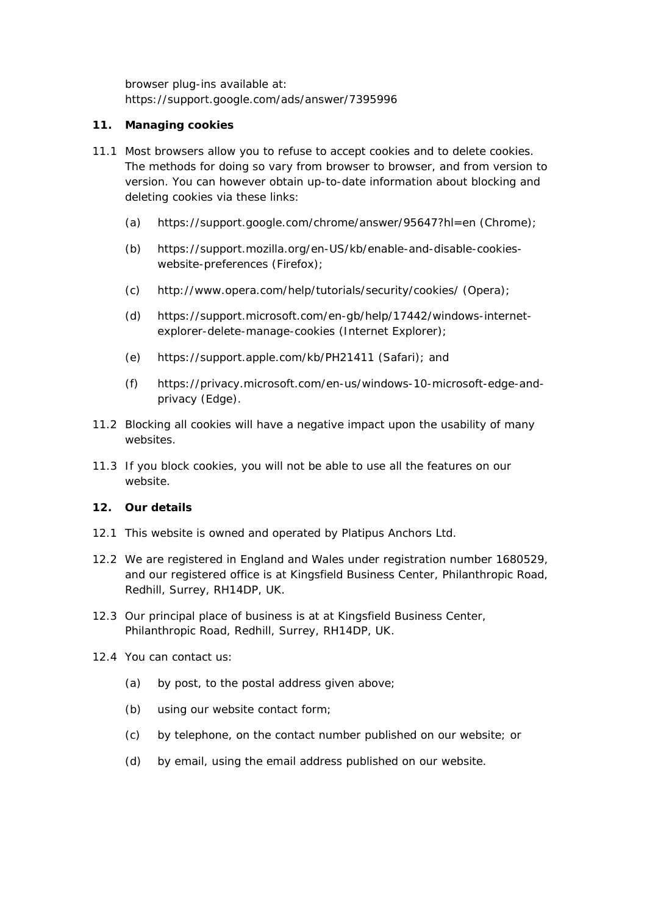browser plug-ins available at: https://support.google.com/ads/answer/7395996

## 11. Managing cookies

11.1 Most browsers allow you to refuse to accept cookies and to delete cookies. The methods for doing so vary from browser to browser, and from version to version. You can however obtain up-to-date information about blocking and deleting cookies via these links:

(a) https://support.google.com/chrome/answer/95647?hl=en (Chrome);

(b) https://support.mozilla.org/en-US/kb/enable-and-disable-cookies-website-preferences (Firefox);

(c) http://www.opera.com/help/tutorials/security/cookies/ (Opera);

(d) https://support.microsoft.com/en-gb/help/17442/windows-internet-explorer-delete-manage-cookies (Internet Explorer);

(e) https://support.apple.com/kb/PH21411 (Safari); and

(f) https://privacy.microsoft.com/en-us/windows-10-microsoft-edge-and-privacy (Edge).

11.2 Blocking all cookies will have a negative impact upon the usability of many websites.

11.3 If you block cookies, you will not be able to use all the features on our website.

## 12. Our details

12.1 This website is owned and operated by Platipus Anchors Ltd.

12.2 We are registered in England and Wales under registration number 1680529, and our registered office is at Kingsfield Business Center, Philanthropic Road, Redhill, Surrey, RH14DP, UK.

12.3 Our principal place of business is at at Kingsfield Business Center, Philanthropic Road, Redhill, Surrey, RH14DP, UK.

12.4 You can contact us:

(a) by post, to the postal address given above;

(b) using our website contact form;

(c) by telephone, on the contact number published on our website; or

(d) by email, using the email address published on our website.